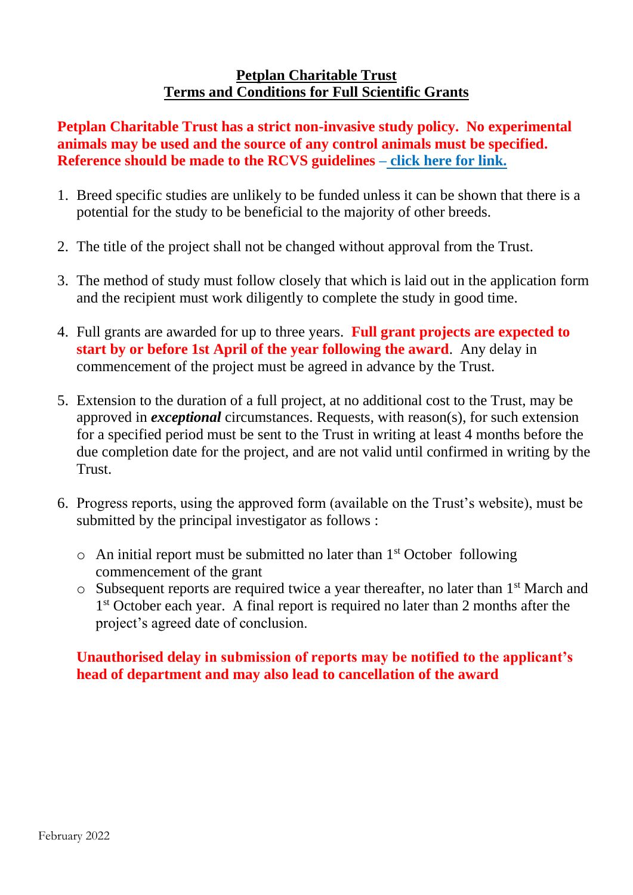# Petplan Charitable Trust
## Terms and Conditions for Full Scientific Grants

**Petplan Charitable Trust has a strict non-invasive study policy. No experimental animals may be used and the source of any control animals must be specified. Reference should be made to the RCVS guidelines – click here for link.**

1. Breed specific studies are unlikely to be funded unless it can be shown that there is a potential for the study to be beneficial to the majority of other breeds.

2. The title of the project shall not be changed without approval from the Trust.

3. The method of study must follow closely that which is laid out in the application form and the recipient must work diligently to complete the study in good time.

4. Full grants are awarded for up to three years. **Full grant projects are expected to start by or before 1st April of the year following the award**. Any delay in commencement of the project must be agreed in advance by the Trust.

5. Extension to the duration of a full project, at no additional cost to the Trust, may be approved in ***exceptional*** circumstances. Requests, with reason(s), for such extension for a specified period must be sent to the Trust in writing at least 4 months before the due completion date for the project, and are not valid until confirmed in writing by the Trust.

6. Progress reports, using the approved form (available on the Trust's website), must be submitted by the principal investigator as follows :

   - An initial report must be submitted no later than 1st October following commencement of the grant
   - Subsequent reports are required twice a year thereafter, no later than 1st March and 1st October each year. A final report is required no later than 2 months after the project's agreed date of conclusion.

**Unauthorised delay in submission of reports may be notified to the applicant's head of department and may also lead to cancellation of the award**

February 2022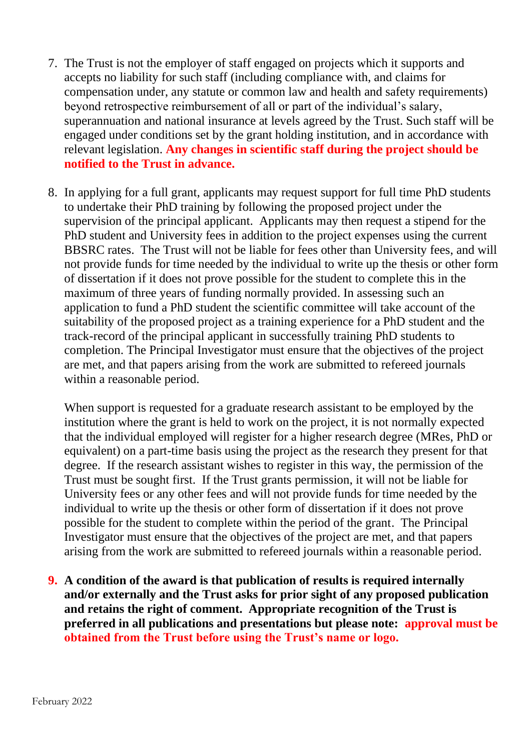7. The Trust is not the employer of staff engaged on projects which it supports and accepts no liability for such staff (including compliance with, and claims for compensation under, any statute or common law and health and safety requirements) beyond retrospective reimbursement of all or part of the individual's salary, superannuation and national insurance at levels agreed by the Trust. Such staff will be engaged under conditions set by the grant holding institution, and in accordance with relevant legislation. **Any changes in scientific staff during the project should be notified to the Trust in advance.**

8. In applying for a full grant, applicants may request support for full time PhD students to undertake their PhD training by following the proposed project under the supervision of the principal applicant. Applicants may then request a stipend for the PhD student and University fees in addition to the project expenses using the current BBSRC rates. The Trust will not be liable for fees other than University fees, and will not provide funds for time needed by the individual to write up the thesis or other form of dissertation if it does not prove possible for the student to complete this in the maximum of three years of funding normally provided. In assessing such an application to fund a PhD student the scientific committee will take account of the suitability of the proposed project as a training experience for a PhD student and the track-record of the principal applicant in successfully training PhD students to completion. The Principal Investigator must ensure that the objectives of the project are met, and that papers arising from the work are submitted to refereed journals within a reasonable period.

   When support is requested for a graduate research assistant to be employed by the institution where the grant is held to work on the project, it is not normally expected that the individual employed will register for a higher research degree (MRes, PhD or equivalent) on a part-time basis using the project as the research they present for that degree. If the research assistant wishes to register in this way, the permission of the Trust must be sought first. If the Trust grants permission, it will not be liable for University fees or any other fees and will not provide funds for time needed by the individual to write up the thesis or other form of dissertation if it does not prove possible for the student to complete within the period of the grant. The Principal Investigator must ensure that the objectives of the project are met, and that papers arising from the work are submitted to refereed journals within a reasonable period.

9. **A condition of the award is that publication of results is required internally and/or externally and the Trust asks for prior sight of any proposed publication and retains the right of comment. Appropriate recognition of the Trust is preferred in all publications and presentations but please note: approval must be obtained from the Trust before using the Trust's name or logo.**

February 2022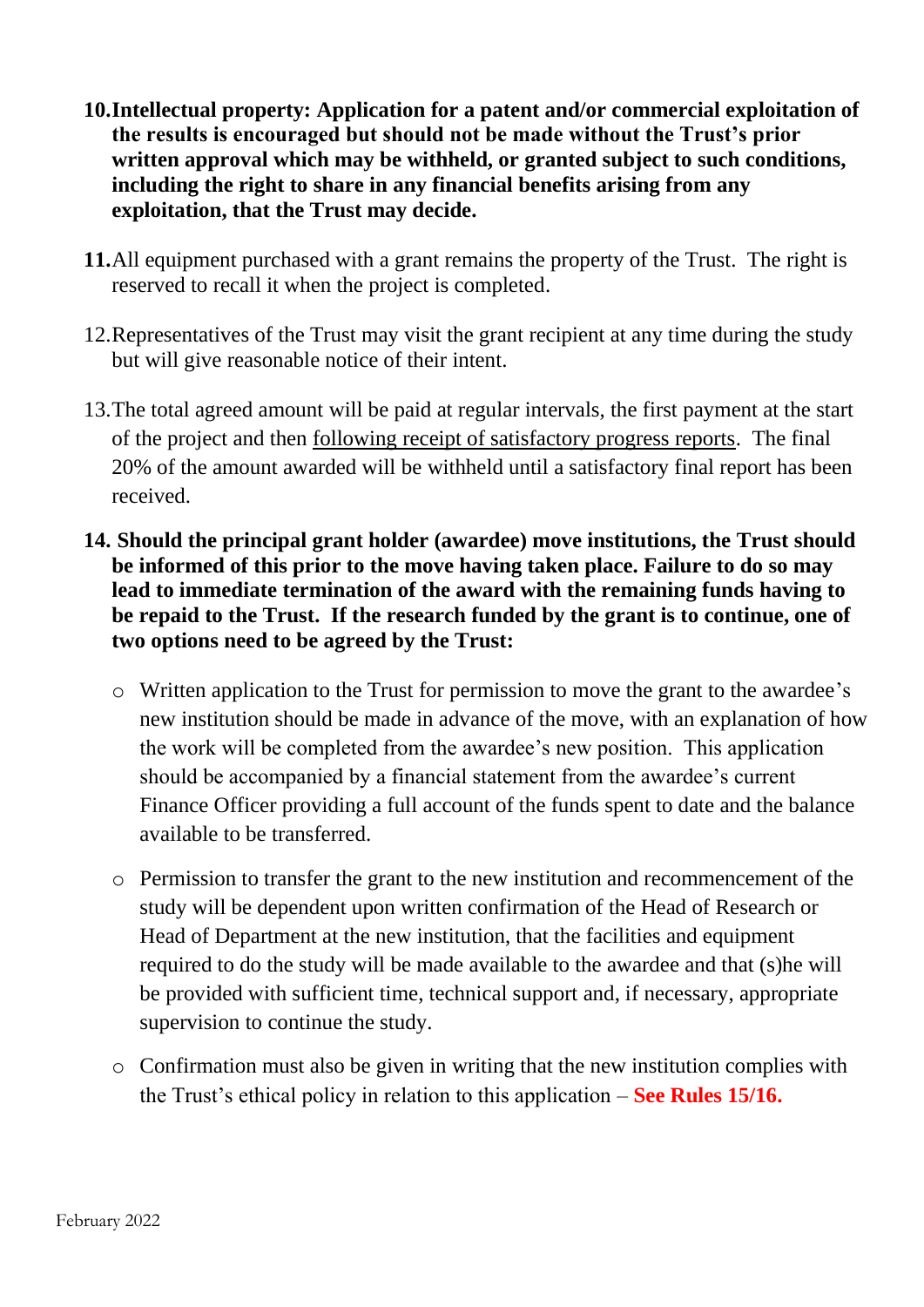10. **Intellectual property: Application for a patent and/or commercial exploitation of the results is encouraged but should not be made without the Trust's prior written approval which may be withheld, or granted subject to such conditions, including the right to share in any financial benefits arising from any exploitation, that the Trust may decide.**

11. All equipment purchased with a grant remains the property of the Trust. The right is reserved to recall it when the project is completed.

12. Representatives of the Trust may visit the grant recipient at any time during the study but will give reasonable notice of their intent.

13. The total agreed amount will be paid at regular intervals, the first payment at the start of the project and then <u>following receipt of satisfactory progress reports</u>. The final 20% of the amount awarded will be withheld until a satisfactory final report has been received.

14. **Should the principal grant holder (awardee) move institutions, the Trust should be informed of this prior to the move having taken place. Failure to do so may lead to immediate termination of the award with the remaining funds having to be repaid to the Trust. If the research funded by the grant is to continue, one of two options need to be agreed by the Trust:**

    - Written application to the Trust for permission to move the grant to the awardee's new institution should be made in advance of the move, with an explanation of how the work will be completed from the awardee's new position. This application should be accompanied by a financial statement from the awardee's current Finance Officer providing a full account of the funds spent to date and the balance available to be transferred.

    - Permission to transfer the grant to the new institution and recommencement of the study will be dependent upon written confirmation of the Head of Research or Head of Department at the new institution, that the facilities and equipment required to do the study will be made available to the awardee and that (s)he will be provided with sufficient time, technical support and, if necessary, appropriate supervision to continue the study.

    - Confirmation must also be given in writing that the new institution complies with the Trust's ethical policy in relation to this application – **See Rules 15/16.**

February 2022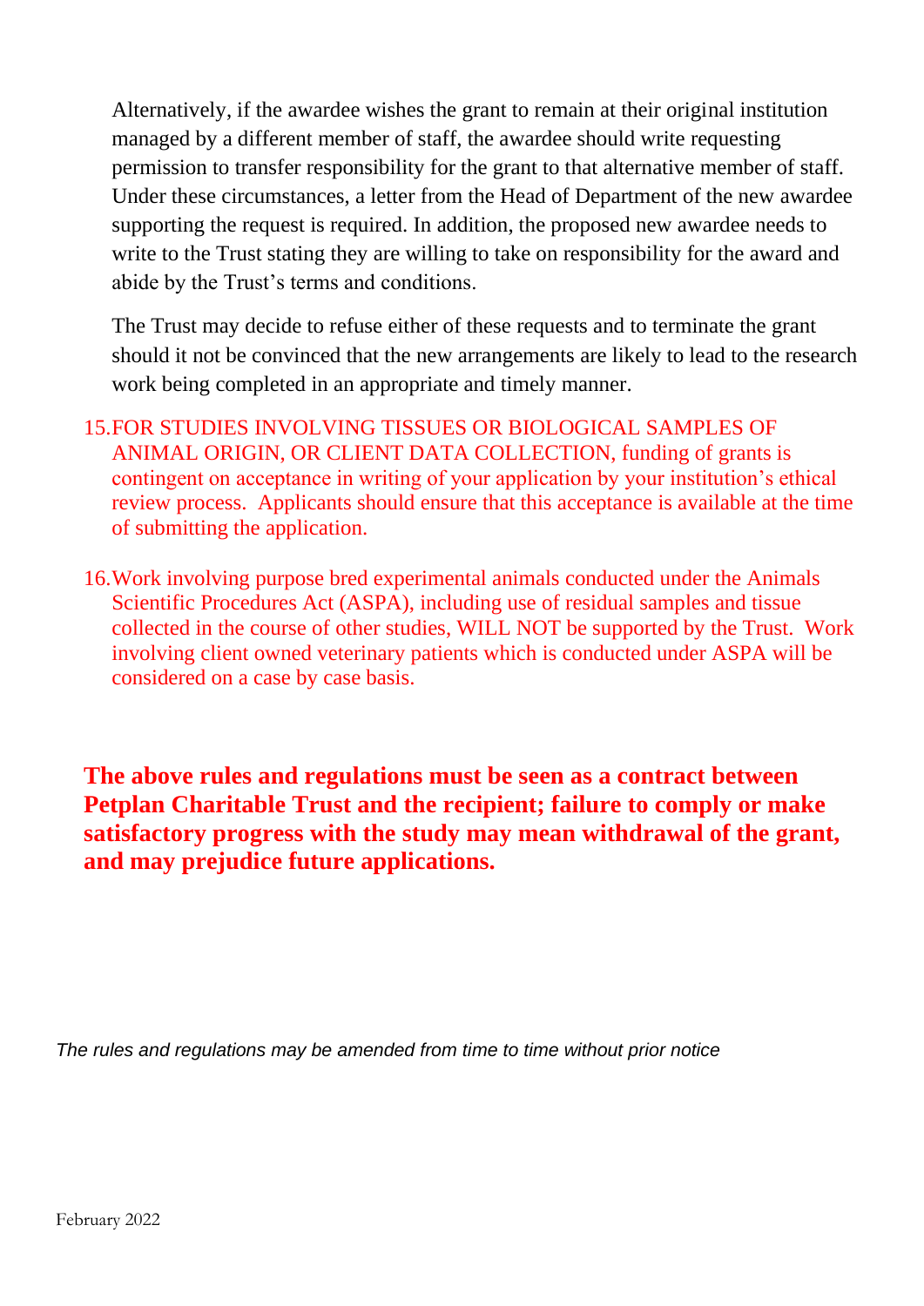Alternatively, if the awardee wishes the grant to remain at their original institution managed by a different member of staff, the awardee should write requesting permission to transfer responsibility for the grant to that alternative member of staff. Under these circumstances, a letter from the Head of Department of the new awardee supporting the request is required. In addition, the proposed new awardee needs to write to the Trust stating they are willing to take on responsibility for the award and abide by the Trust's terms and conditions.

The Trust may decide to refuse either of these requests and to terminate the grant should it not be convinced that the new arrangements are likely to lead to the research work being completed in an appropriate and timely manner.

15. FOR STUDIES INVOLVING TISSUES OR BIOLOGICAL SAMPLES OF ANIMAL ORIGIN, OR CLIENT DATA COLLECTION, funding of grants is contingent on acceptance in writing of your application by your institution's ethical review process. Applicants should ensure that this acceptance is available at the time of submitting the application.

16. Work involving purpose bred experimental animals conducted under the Animals Scientific Procedures Act (ASPA), including use of residual samples and tissue collected in the course of other studies, WILL NOT be supported by the Trust. Work involving client owned veterinary patients which is conducted under ASPA will be considered on a case by case basis.

**The above rules and regulations must be seen as a contract between Petplan Charitable Trust and the recipient; failure to comply or make satisfactory progress with the study may mean withdrawal of the grant, and may prejudice future applications.**

*The rules and regulations may be amended from time to time without prior notice*

February 2022